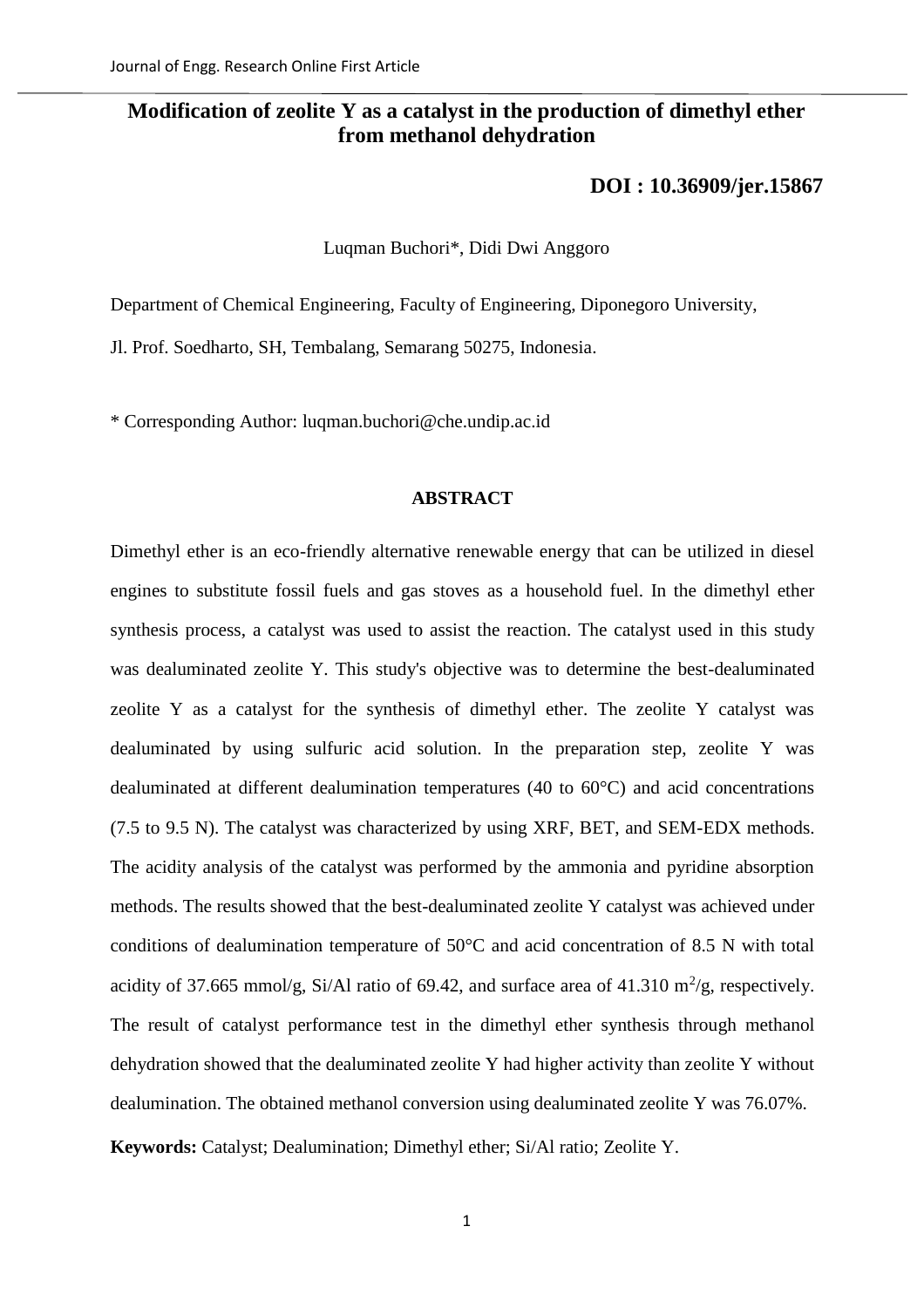# Modification of zeolite Y as a catalyst in the production of dimethyl ether from methanol dehydration

**DOI : 10.36909/jer.15867**

Luqman Buchori*, Didi Dwi Anggoro

Department of Chemical Engineering, Faculty of Engineering, Diponegoro University,

Jl. Prof. Soedharto, SH, Tembalang, Semarang 50275, Indonesia.

* Corresponding Author: luqman.buchori@che.undip.ac.id

## ABSTRACT

Dimethyl ether is an eco-friendly alternative renewable energy that can be utilized in diesel engines to substitute fossil fuels and gas stoves as a household fuel. In the dimethyl ether synthesis process, a catalyst was used to assist the reaction. The catalyst used in this study was dealuminated zeolite Y. This study's objective was to determine the best-dealuminated zeolite Y as a catalyst for the synthesis of dimethyl ether. The zeolite Y catalyst was dealuminated by using sulfuric acid solution. In the preparation step, zeolite Y was dealuminated at different dealumination temperatures (40 to 60°C) and acid concentrations (7.5 to 9.5 N). The catalyst was characterized by using XRF, BET, and SEM-EDX methods. The acidity analysis of the catalyst was performed by the ammonia and pyridine absorption methods. The results showed that the best-dealuminated zeolite Y catalyst was achieved under conditions of dealumination temperature of 50°C and acid concentration of 8.5 N with total acidity of 37.665 mmol/g, Si/Al ratio of 69.42, and surface area of 41.310 $m^2/g$, respectively. The result of catalyst performance test in the dimethyl ether synthesis through methanol dehydration showed that the dealuminated zeolite Y had higher activity than zeolite Y without dealumination. The obtained methanol conversion using dealuminated zeolite Y was 76.07%.

**Keywords:** Catalyst; Dealumination; Dimethyl ether; Si/Al ratio; Zeolite Y.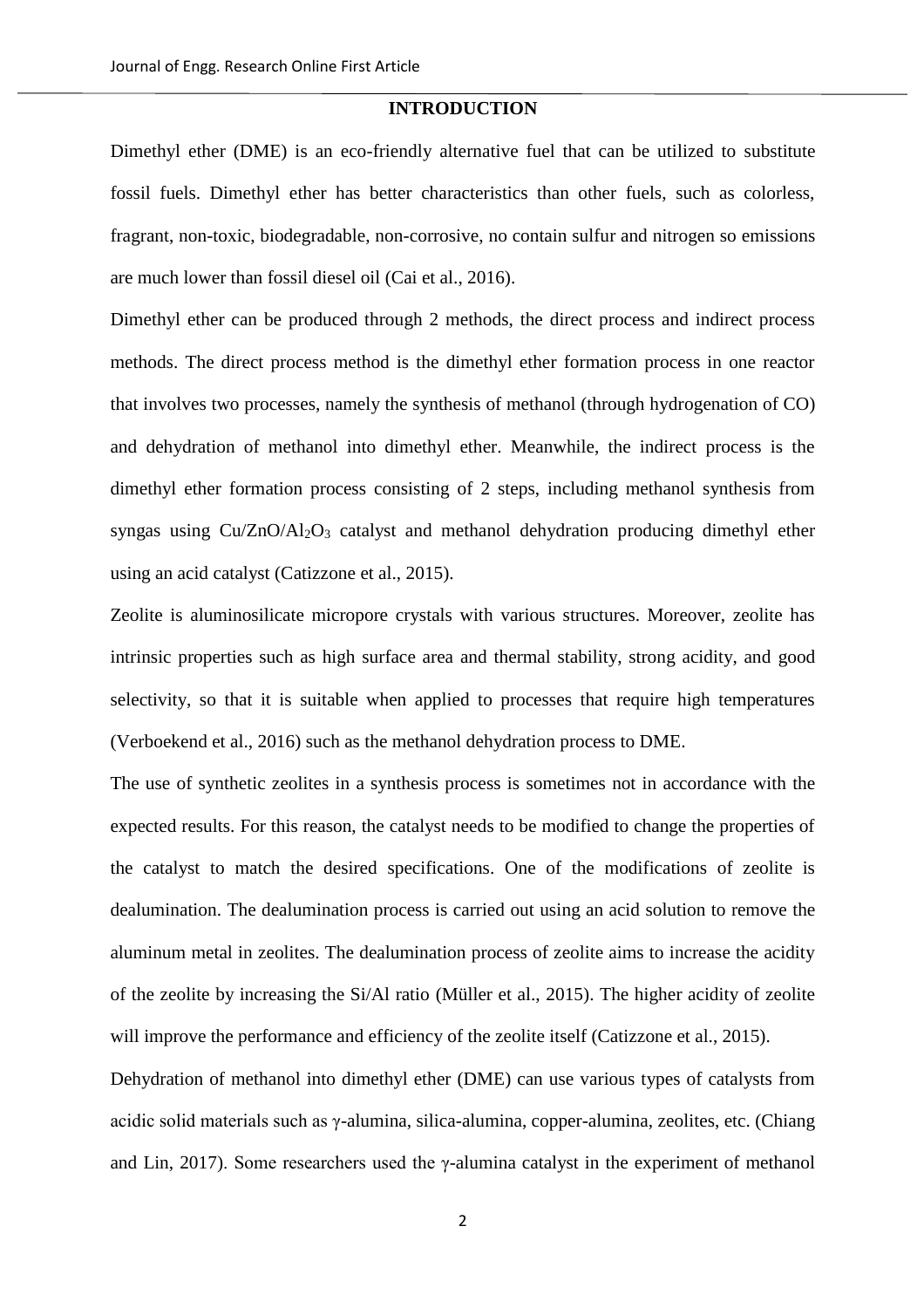## INTRODUCTION

Dimethyl ether (DME) is an eco-friendly alternative fuel that can be utilized to substitute fossil fuels. Dimethyl ether has better characteristics than other fuels, such as colorless, fragrant, non-toxic, biodegradable, non-corrosive, no contain sulfur and nitrogen so emissions are much lower than fossil diesel oil (Cai et al., 2016).

Dimethyl ether can be produced through 2 methods, the direct process and indirect process methods. The direct process method is the dimethyl ether formation process in one reactor that involves two processes, namely the synthesis of methanol (through hydrogenation of CO) and dehydration of methanol into dimethyl ether. Meanwhile, the indirect process is the dimethyl ether formation process consisting of 2 steps, including methanol synthesis from syngas using $Cu/ZnO/Al_2O_3$ catalyst and methanol dehydration producing dimethyl ether using an acid catalyst (Catizzone et al., 2015).

Zeolite is aluminosilicate micropore crystals with various structures. Moreover, zeolite has intrinsic properties such as high surface area and thermal stability, strong acidity, and good selectivity, so that it is suitable when applied to processes that require high temperatures (Verboekend et al., 2016) such as the methanol dehydration process to DME.

The use of synthetic zeolites in a synthesis process is sometimes not in accordance with the expected results. For this reason, the catalyst needs to be modified to change the properties of the catalyst to match the desired specifications. One of the modifications of zeolite is dealumination. The dealumination process is carried out using an acid solution to remove the aluminum metal in zeolites. The dealumination process of zeolite aims to increase the acidity of the zeolite by increasing the Si/Al ratio (Müller et al., 2015). The higher acidity of zeolite will improve the performance and efficiency of the zeolite itself (Catizzone et al., 2015).

Dehydration of methanol into dimethyl ether (DME) can use various types of catalysts from acidic solid materials such as γ-alumina, silica-alumina, copper-alumina, zeolites, etc. (Chiang and Lin, 2017). Some researchers used the γ-alumina catalyst in the experiment of methanol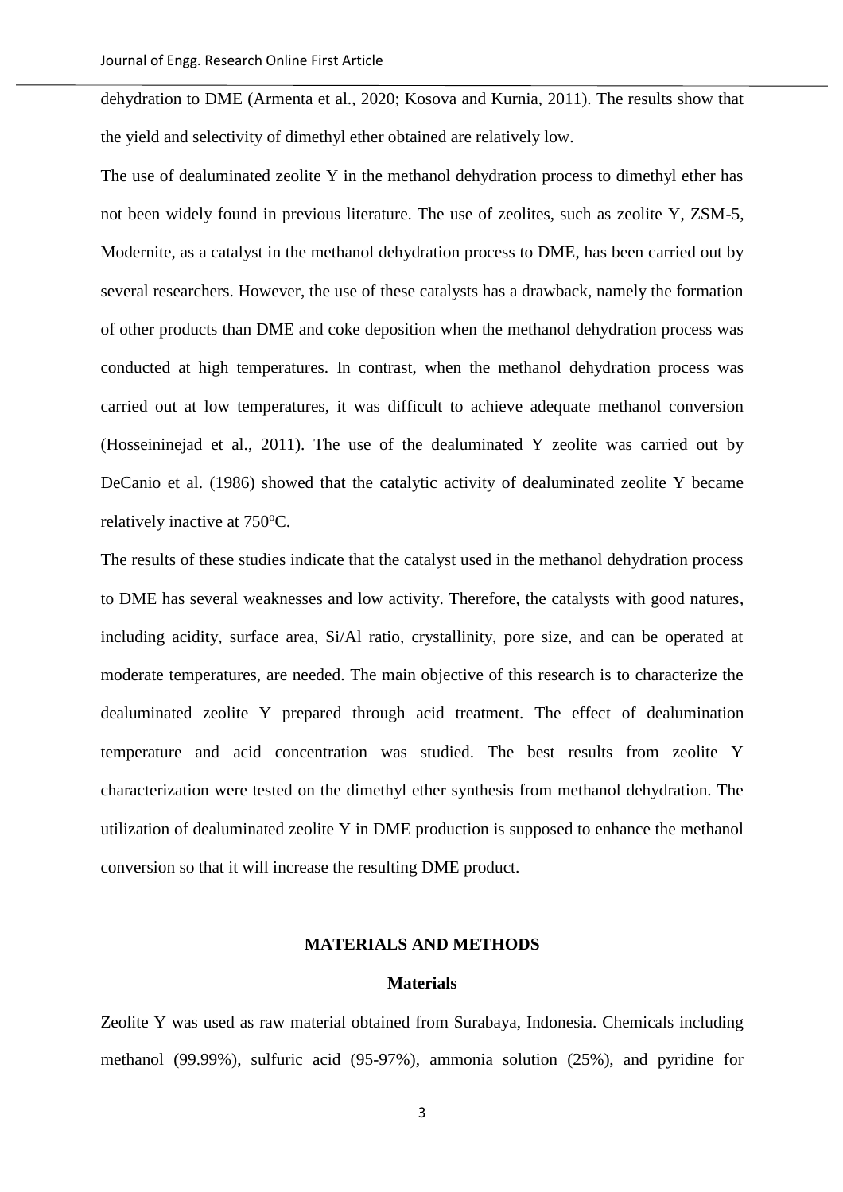dehydration to DME (Armenta et al., 2020; Kosova and Kurnia, 2011). The results show that the yield and selectivity of dimethyl ether obtained are relatively low.

The use of dealuminated zeolite Y in the methanol dehydration process to dimethyl ether has not been widely found in previous literature. The use of zeolites, such as zeolite Y, ZSM-5, Modernite, as a catalyst in the methanol dehydration process to DME, has been carried out by several researchers. However, the use of these catalysts has a drawback, namely the formation of other products than DME and coke deposition when the methanol dehydration process was conducted at high temperatures. In contrast, when the methanol dehydration process was carried out at low temperatures, it was difficult to achieve adequate methanol conversion (Hosseininejad et al., 2011). The use of the dealuminated Y zeolite was carried out by DeCanio et al. (1986) showed that the catalytic activity of dealuminated zeolite Y became relatively inactive at 750$^{o}$C.

The results of these studies indicate that the catalyst used in the methanol dehydration process to DME has several weaknesses and low activity. Therefore, the catalysts with good natures, including acidity, surface area, Si/Al ratio, crystallinity, pore size, and can be operated at moderate temperatures, are needed. The main objective of this research is to characterize the dealuminated zeolite Y prepared through acid treatment. The effect of dealumination temperature and acid concentration was studied. The best results from zeolite Y characterization were tested on the dimethyl ether synthesis from methanol dehydration. The utilization of dealuminated zeolite Y in DME production is supposed to enhance the methanol conversion so that it will increase the resulting DME product.

## MATERIALS AND METHODS

### Materials

Zeolite Y was used as raw material obtained from Surabaya, Indonesia. Chemicals including methanol (99.99%), sulfuric acid (95-97%), ammonia solution (25%), and pyridine for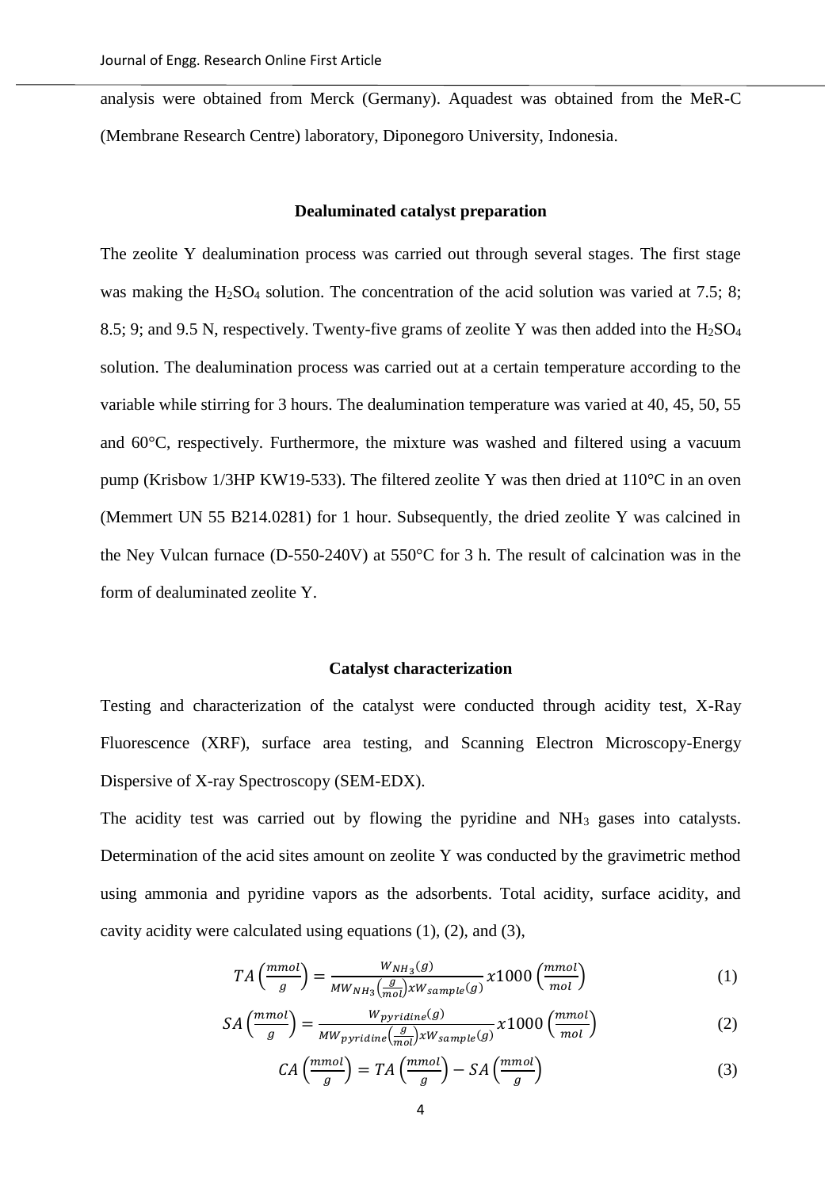analysis were obtained from Merck (Germany). Aquadest was obtained from the MeR-C (Membrane Research Centre) laboratory, Diponegoro University, Indonesia.

### Dealuminated catalyst preparation

The zeolite Y dealumination process was carried out through several stages. The first stage was making the $H_2SO_4$ solution. The concentration of the acid solution was varied at 7.5; 8; 8.5; 9; and 9.5 N, respectively. Twenty-five grams of zeolite Y was then added into the $H_2SO_4$ solution. The dealumination process was carried out at a certain temperature according to the variable while stirring for 3 hours. The dealumination temperature was varied at 40, 45, 50, 55 and 60°C, respectively. Furthermore, the mixture was washed and filtered using a vacuum pump (Krisbow 1/3HP KW19-533). The filtered zeolite Y was then dried at 110°C in an oven (Memmert UN 55 B214.0281) for 1 hour. Subsequently, the dried zeolite Y was calcined in the Ney Vulcan furnace (D-550-240V) at 550°C for 3 h. The result of calcination was in the form of dealuminated zeolite Y.

### Catalyst characterization

Testing and characterization of the catalyst were conducted through acidity test, X-Ray Fluorescence (XRF), surface area testing, and Scanning Electron Microscopy-Energy Dispersive of X-ray Spectroscopy (SEM-EDX).

The acidity test was carried out by flowing the pyridine and $NH_3$ gases into catalysts. Determination of the acid sites amount on zeolite Y was conducted by the gravimetric method using ammonia and pyridine vapors as the adsorbents. Total acidity, surface acidity, and cavity acidity were calculated using equations (1), (2), and (3),

$$TA\left(\frac{mmol}{g}\right) = \frac{W_{NH_3}(g)}{MW_{NH_3}\left(\frac{g}{mol}\right) x W_{sample}(g)} x1000\left(\frac{mmol}{mol}\right) \tag{1}$$

$$SA\left(\frac{mmol}{g}\right) = \frac{W_{pyridine}(g)}{MW_{pyridine}\left(\frac{g}{mol}\right) x W_{sample}(g)} x1000\left(\frac{mmol}{mol}\right) \tag{2}$$

$$CA\left(\frac{mmol}{g}\right) = TA\left(\frac{mmol}{g}\right) - SA\left(\frac{mmol}{g}\right) \tag{3}$$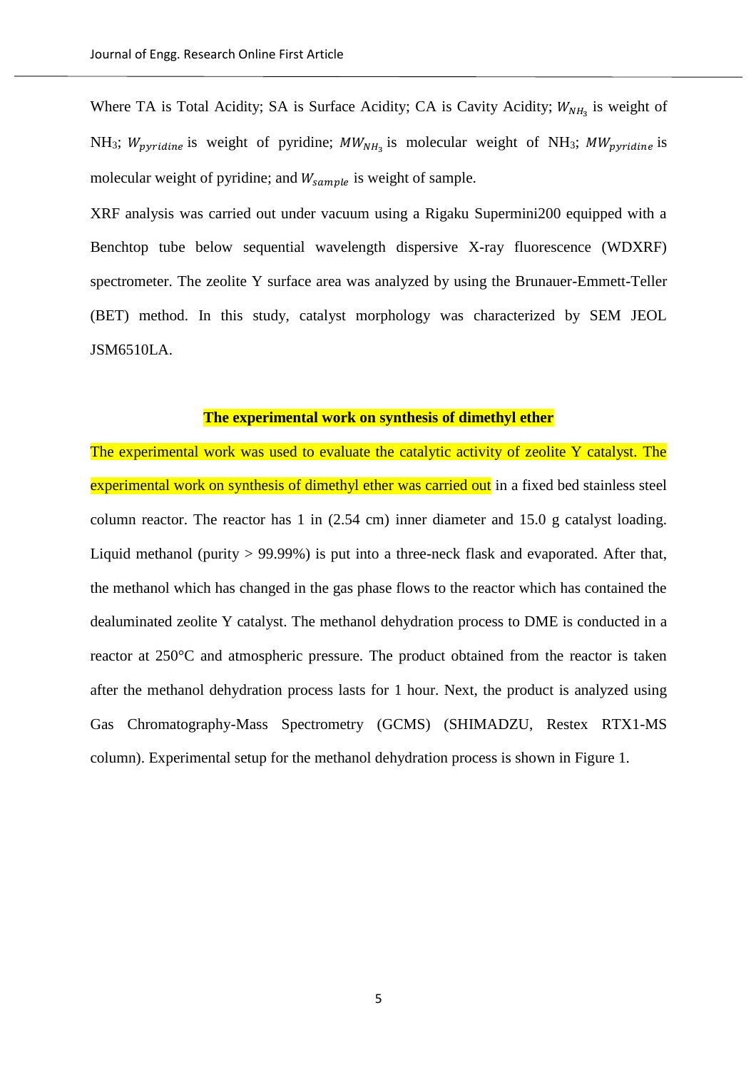Where TA is Total Acidity; SA is Surface Acidity; CA is Cavity Acidity; $W_{NH_3}$ is weight of $NH_3$; $W_{pyridine}$ is weight of pyridine; $MW_{NH_3}$ is molecular weight of $NH_3$; $MW_{pyridine}$ is molecular weight of pyridine; and $W_{sample}$ is weight of sample.

XRF analysis was carried out under vacuum using a Rigaku Supermini200 equipped with a Benchtop tube below sequential wavelength dispersive X-ray fluorescence (WDXRF) spectrometer. The zeolite Y surface area was analyzed by using the Brunauer-Emmett-Teller (BET) method. In this study, catalyst morphology was characterized by SEM JEOL JSM6510LA.

## The experimental work on synthesis of dimethyl ether

The experimental work was used to evaluate the catalytic activity of zeolite Y catalyst. The experimental work on synthesis of dimethyl ether was carried out in a fixed bed stainless steel column reactor. The reactor has 1 in (2.54 cm) inner diameter and 15.0 g catalyst loading. Liquid methanol (purity > 99.99%) is put into a three-neck flask and evaporated. After that, the methanol which has changed in the gas phase flows to the reactor which has contained the dealuminated zeolite Y catalyst. The methanol dehydration process to DME is conducted in a reactor at 250°C and atmospheric pressure. The product obtained from the reactor is taken after the methanol dehydration process lasts for 1 hour. Next, the product is analyzed using Gas Chromatography-Mass Spectrometry (GCMS) (SHIMADZU, Restex RTX1-MS column). Experimental setup for the methanol dehydration process is shown in Figure 1.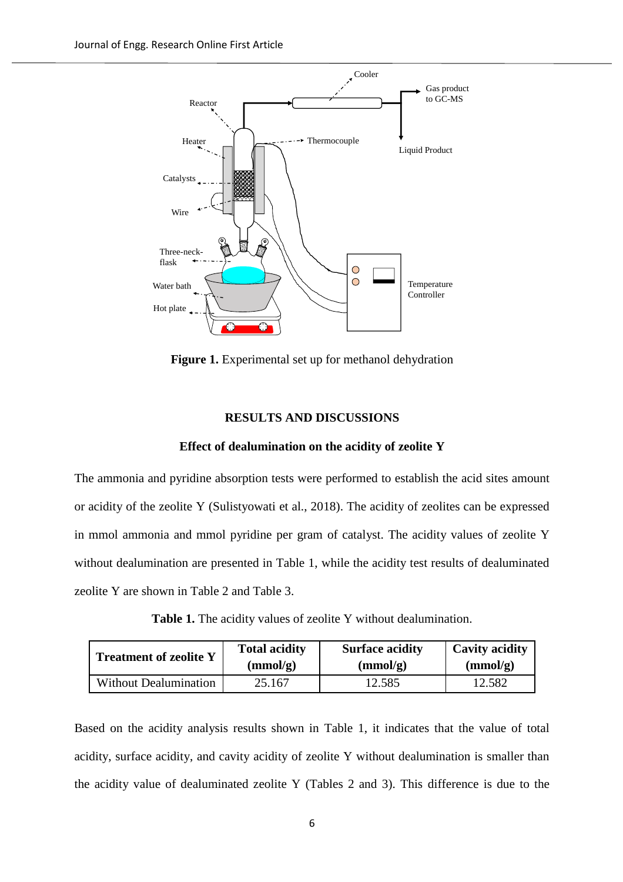Figure 1. Experimental set up for methanol dehydration

## RESULTS AND DISCUSSIONS

### Effect of dealumination on the acidity of zeolite Y

The ammonia and pyridine absorption tests were performed to establish the acid sites amount or acidity of the zeolite Y (Sulistyowati et al., 2018). The acidity of zeolites can be expressed in mmol ammonia and mmol pyridine per gram of catalyst. The acidity values of zeolite Y without dealumination are presented in Table 1, while the acidity test results of dealuminated zeolite Y are shown in Table 2 and Table 3.

**Table 1.** The acidity values of zeolite Y without dealumination.

| Treatment of zeolite Y | Total acidity (mmol/g) | Surface acidity (mmol/g) | Cavity acidity (mmol/g) |
|---|---|---|---|
| Without Dealumination | 25.167 | 12.585 | 12.582 |

Based on the acidity analysis results shown in Table 1, it indicates that the value of total acidity, surface acidity, and cavity acidity of zeolite Y without dealumination is smaller than the acidity value of dealuminated zeolite Y (Tables 2 and 3). This difference is due to the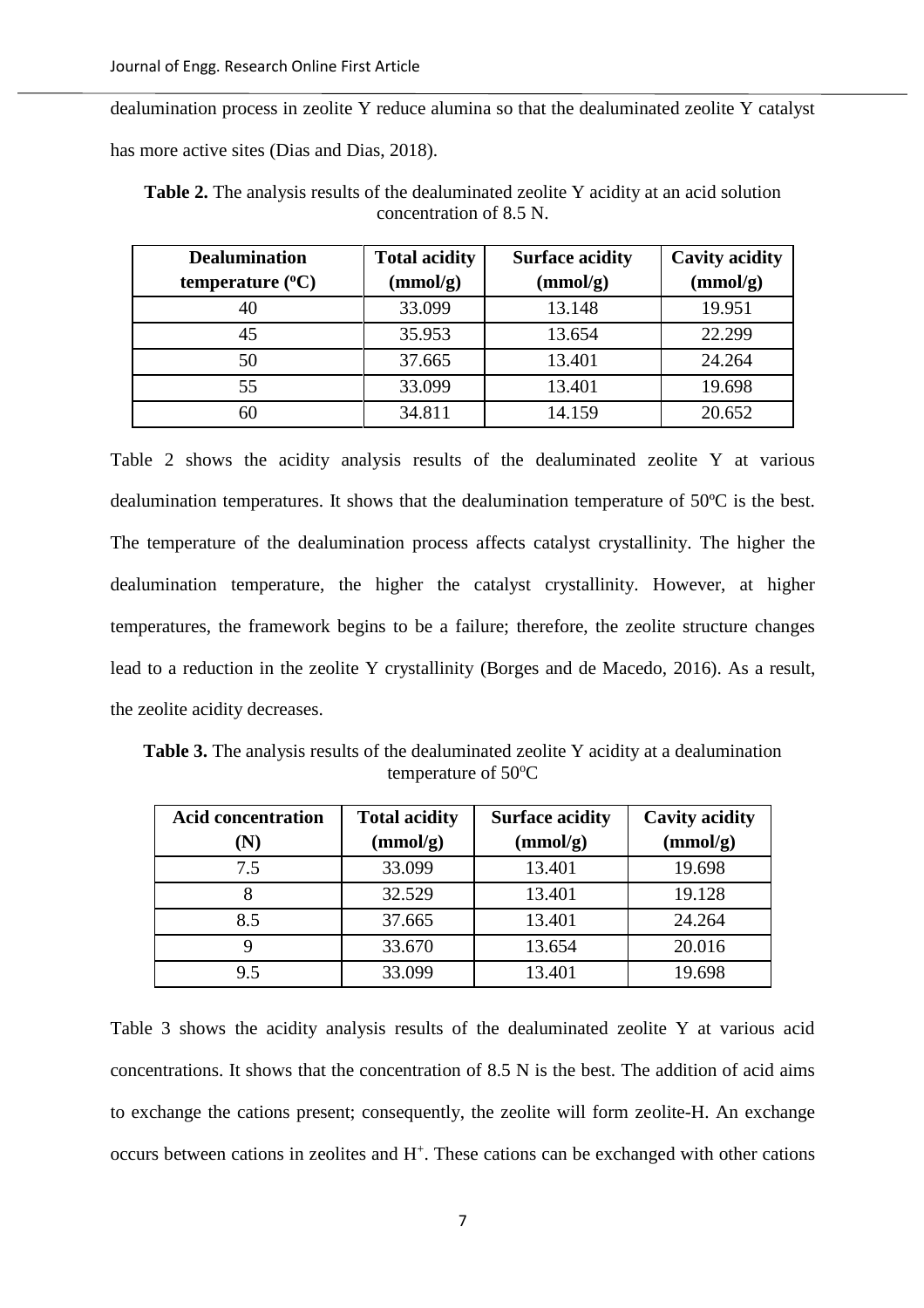dealumination process in zeolite Y reduce alumina so that the dealuminated zeolite Y catalyst has more active sites (Dias and Dias, 2018).

**Table 2.** The analysis results of the dealuminated zeolite Y acidity at an acid solution concentration of 8.5 N.

| Dealumination temperature (ºC) | Total acidity (mmol/g) | Surface acidity (mmol/g) | Cavity acidity (mmol/g) |
|---|---|---|---|
| 40 | 33.099 | 13.148 | 19.951 |
| 45 | 35.953 | 13.654 | 22.299 |
| 50 | 37.665 | 13.401 | 24.264 |
| 55 | 33.099 | 13.401 | 19.698 |
| 60 | 34.811 | 14.159 | 20.652 |

Table 2 shows the acidity analysis results of the dealuminated zeolite Y at various dealumination temperatures. It shows that the dealumination temperature of 50ºC is the best. The temperature of the dealumination process affects catalyst crystallinity. The higher the dealumination temperature, the higher the catalyst crystallinity. However, at higher temperatures, the framework begins to be a failure; therefore, the zeolite structure changes lead to a reduction in the zeolite Y crystallinity (Borges and de Macedo, 2016). As a result, the zeolite acidity decreases.

**Table 3.** The analysis results of the dealuminated zeolite Y acidity at a dealumination temperature of 50ºC

| Acid concentration (N) | Total acidity (mmol/g) | Surface acidity (mmol/g) | Cavity acidity (mmol/g) |
|---|---|---|---|
| 7.5 | 33.099 | 13.401 | 19.698 |
| 8 | 32.529 | 13.401 | 19.128 |
| 8.5 | 37.665 | 13.401 | 24.264 |
| 9 | 33.670 | 13.654 | 20.016 |
| 9.5 | 33.099 | 13.401 | 19.698 |

Table 3 shows the acidity analysis results of the dealuminated zeolite Y at various acid concentrations. It shows that the concentration of 8.5 N is the best. The addition of acid aims to exchange the cations present; consequently, the zeolite will form zeolite-H. An exchange occurs between cations in zeolites and $H^+$. These cations can be exchanged with other cations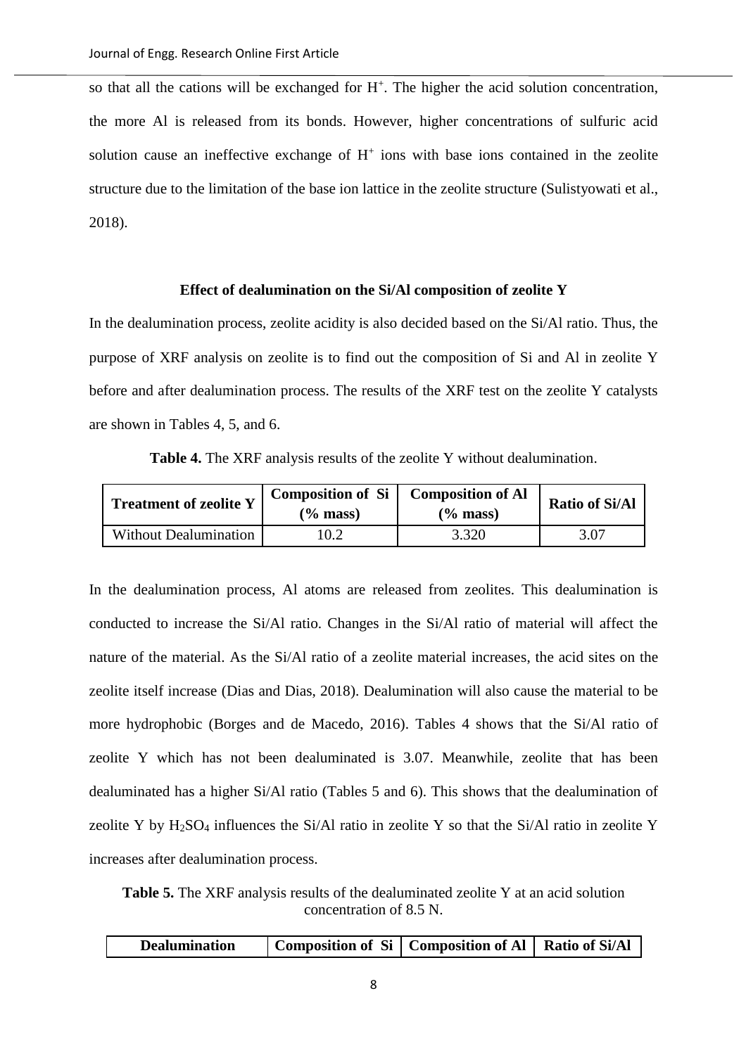so that all the cations will be exchanged for $H^+$. The higher the acid solution concentration, the more Al is released from its bonds. However, higher concentrations of sulfuric acid solution cause an ineffective exchange of $H^+$ ions with base ions contained in the zeolite structure due to the limitation of the base ion lattice in the zeolite structure (Sulistyowati et al., 2018).

### Effect of dealumination on the Si/Al composition of zeolite Y

In the dealumination process, zeolite acidity is also decided based on the Si/Al ratio. Thus, the purpose of XRF analysis on zeolite is to find out the composition of Si and Al in zeolite Y before and after dealumination process. The results of the XRF test on the zeolite Y catalysts are shown in Tables 4, 5, and 6.

**Table 4.** The XRF analysis results of the zeolite Y without dealumination.

| Treatment of zeolite Y | Composition of Si (% mass) | Composition of Al (% mass) | Ratio of Si/Al |
|---|---|---|---|
| Without Dealumination | 10.2 | 3.320 | 3.07 |

In the dealumination process, Al atoms are released from zeolites. This dealumination is conducted to increase the Si/Al ratio. Changes in the Si/Al ratio of material will affect the nature of the material. As the Si/Al ratio of a zeolite material increases, the acid sites on the zeolite itself increase (Dias and Dias, 2018). Dealumination will also cause the material to be more hydrophobic (Borges and de Macedo, 2016). Tables 4 shows that the Si/Al ratio of zeolite Y which has not been dealuminated is 3.07. Meanwhile, zeolite that has been dealuminated has a higher Si/Al ratio (Tables 5 and 6). This shows that the dealumination of zeolite Y by $H_2SO_4$ influences the Si/Al ratio in zeolite Y so that the Si/Al ratio in zeolite Y increases after dealumination process.

**Table 5.** The XRF analysis results of the dealuminated zeolite Y at an acid solution concentration of 8.5 N.

| Dealumination | Composition of Si | Composition of Al | Ratio of Si/Al |
|---|---|---|---|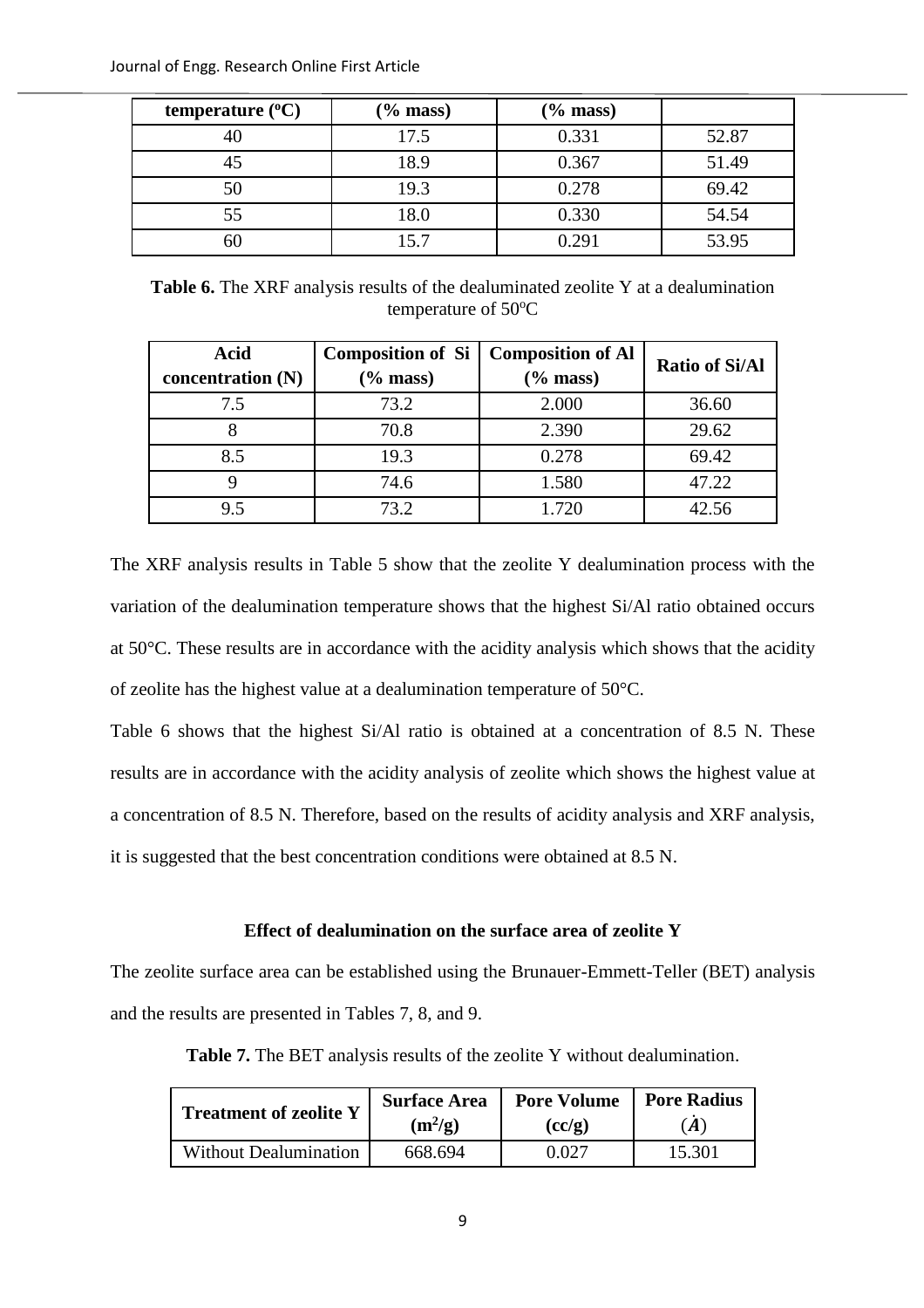| temperature (°C) | (% mass) | (% mass) | |
|---|---|---|---|
| 40 | 17.5 | 0.331 | 52.87 |
| 45 | 18.9 | 0.367 | 51.49 |
| 50 | 19.3 | 0.278 | 69.42 |
| 55 | 18.0 | 0.330 | 54.54 |
| 60 | 15.7 | 0.291 | 53.95 |

**Table 6.** The XRF analysis results of the dealuminated zeolite Y at a dealumination temperature of 50°C

| Acid concentration (N) | Composition of Si (% mass) | Composition of Al (% mass) | Ratio of Si/Al |
|---|---|---|---|
| 7.5 | 73.2 | 2.000 | 36.60 |
| 8 | 70.8 | 2.390 | 29.62 |
| 8.5 | 19.3 | 0.278 | 69.42 |
| 9 | 74.6 | 1.580 | 47.22 |
| 9.5 | 73.2 | 1.720 | 42.56 |

The XRF analysis results in Table 5 show that the zeolite Y dealumination process with the variation of the dealumination temperature shows that the highest Si/Al ratio obtained occurs at 50°C. These results are in accordance with the acidity analysis which shows that the acidity of zeolite has the highest value at a dealumination temperature of 50°C.

Table 6 shows that the highest Si/Al ratio is obtained at a concentration of 8.5 N. These results are in accordance with the acidity analysis of zeolite which shows the highest value at a concentration of 8.5 N. Therefore, based on the results of acidity analysis and XRF analysis, it is suggested that the best concentration conditions were obtained at 8.5 N.

### Effect of dealumination on the surface area of zeolite Y

The zeolite surface area can be established using the Brunauer-Emmett-Teller (BET) analysis and the results are presented in Tables 7, 8, and 9.

**Table 7.** The BET analysis results of the zeolite Y without dealumination.

| Treatment of zeolite Y | Surface Area ($m^2/g$) | Pore Volume (cc/g) | Pore Radius (Å) |
|---|---|---|---|
| Without Dealumination | 668.694 | 0.027 | 15.301 |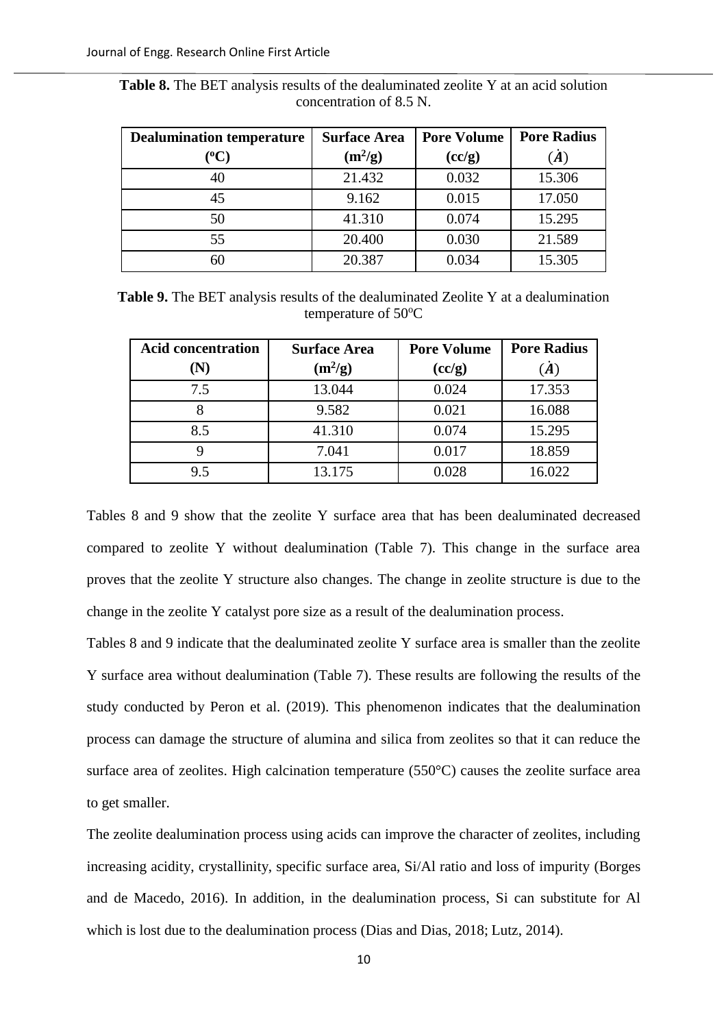**Table 8.** The BET analysis results of the dealuminated zeolite Y at an acid solution concentration of 8.5 N.

| Dealumination temperature (°C) | Surface Area ($m^2/g$) | Pore Volume (cc/g) | Pore Radius ($\dot{A}$) |
|---|---|---|---|
| 40 | 21.432 | 0.032 | 15.306 |
| 45 | 9.162 | 0.015 | 17.050 |
| 50 | 41.310 | 0.074 | 15.295 |
| 55 | 20.400 | 0.030 | 21.589 |
| 60 | 20.387 | 0.034 | 15.305 |

**Table 9.** The BET analysis results of the dealuminated Zeolite Y at a dealumination temperature of 50°C

| Acid concentration (N) | Surface Area ($m^2/g$) | Pore Volume (cc/g) | Pore Radius ($\dot{A}$) |
|---|---|---|---|
| 7.5 | 13.044 | 0.024 | 17.353 |
| 8 | 9.582 | 0.021 | 16.088 |
| 8.5 | 41.310 | 0.074 | 15.295 |
| 9 | 7.041 | 0.017 | 18.859 |
| 9.5 | 13.175 | 0.028 | 16.022 |

Tables 8 and 9 show that the zeolite Y surface area that has been dealuminated decreased compared to zeolite Y without dealumination (Table 7). This change in the surface area proves that the zeolite Y structure also changes. The change in zeolite structure is due to the change in the zeolite Y catalyst pore size as a result of the dealumination process.

Tables 8 and 9 indicate that the dealuminated zeolite Y surface area is smaller than the zeolite Y surface area without dealumination (Table 7). These results are following the results of the study conducted by Peron et al. (2019). This phenomenon indicates that the dealumination process can damage the structure of alumina and silica from zeolites so that it can reduce the surface area of zeolites. High calcination temperature (550°C) causes the zeolite surface area to get smaller.

The zeolite dealumination process using acids can improve the character of zeolites, including increasing acidity, crystallinity, specific surface area, Si/Al ratio and loss of impurity (Borges and de Macedo, 2016). In addition, in the dealumination process, Si can substitute for Al which is lost due to the dealumination process (Dias and Dias, 2018; Lutz, 2014).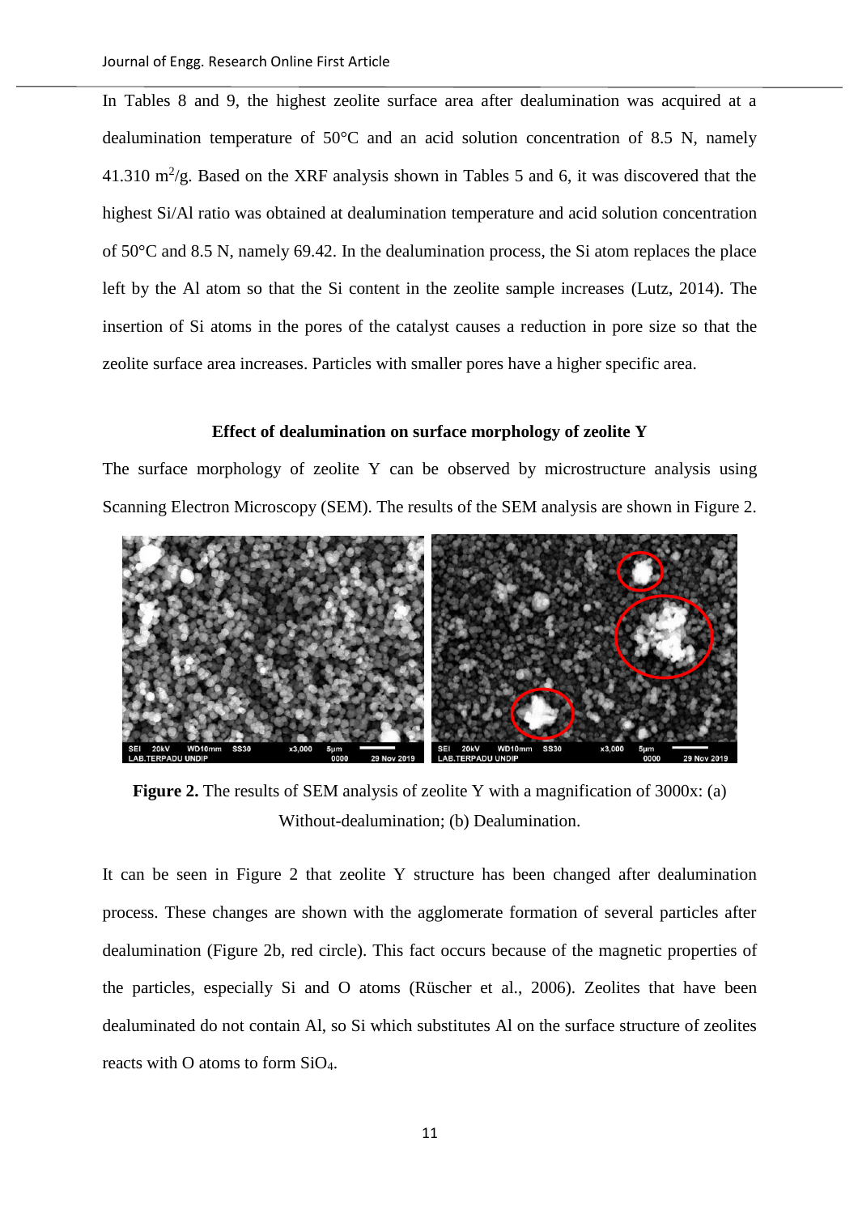In Tables 8 and 9, the highest zeolite surface area after dealumination was acquired at a dealumination temperature of 50°C and an acid solution concentration of 8.5 N, namely 41.310 $m^2/g$. Based on the XRF analysis shown in Tables 5 and 6, it was discovered that the highest Si/Al ratio was obtained at dealumination temperature and acid solution concentration of 50°C and 8.5 N, namely 69.42. In the dealumination process, the Si atom replaces the place left by the Al atom so that the Si content in the zeolite sample increases (Lutz, 2014). The insertion of Si atoms in the pores of the catalyst causes a reduction in pore size so that the zeolite surface area increases. Particles with smaller pores have a higher specific area.

### Effect of dealumination on surface morphology of zeolite Y

The surface morphology of zeolite Y can be observed by microstructure analysis using Scanning Electron Microscopy (SEM). The results of the SEM analysis are shown in Figure 2.

**Figure 2.** The results of SEM analysis of zeolite Y with a magnification of 3000x: (a) Without-dealumination; (b) Dealumination.

It can be seen in Figure 2 that zeolite Y structure has been changed after dealumination process. These changes are shown with the agglomerate formation of several particles after dealumination (Figure 2b, red circle). This fact occurs because of the magnetic properties of the particles, especially Si and O atoms (Rüscher et al., 2006). Zeolites that have been dealuminated do not contain Al, so Si which substitutes Al on the surface structure of zeolites reacts with O atoms to form $SiO_4$.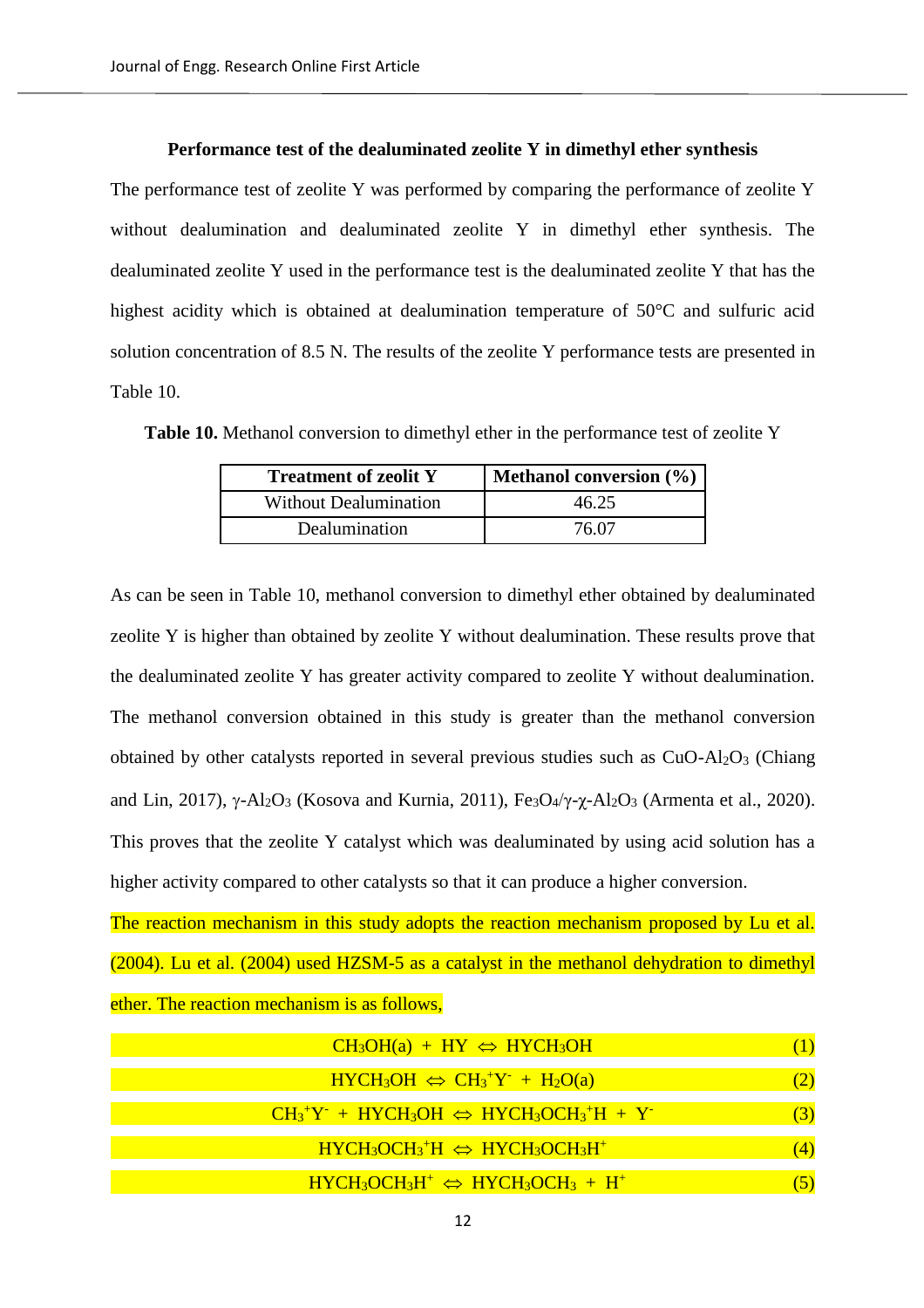### Performance test of the dealuminated zeolite Y in dimethyl ether synthesis

The performance test of zeolite Y was performed by comparing the performance of zeolite Y without dealumination and dealuminated zeolite Y in dimethyl ether synthesis. The dealuminated zeolite Y used in the performance test is the dealuminated zeolite Y that has the highest acidity which is obtained at dealumination temperature of 50°C and sulfuric acid solution concentration of 8.5 N. The results of the zeolite Y performance tests are presented in Table 10.

**Table 10.** Methanol conversion to dimethyl ether in the performance test of zeolite Y

| Treatment of zeolit Y | Methanol conversion (%) |
|---|---|
| Without Dealumination | 46.25 |
| Dealumination | 76.07 |

As can be seen in Table 10, methanol conversion to dimethyl ether obtained by dealuminated zeolite Y is higher than obtained by zeolite Y without dealumination. These results prove that the dealuminated zeolite Y has greater activity compared to zeolite Y without dealumination. The methanol conversion obtained in this study is greater than the methanol conversion obtained by other catalysts reported in several previous studies such as $CuO\text{-}Al_2O_3$ (Chiang and Lin, 2017), $\gamma\text{-}Al_2O_3$ (Kosova and Kurnia, 2011), $Fe_3O_4/\gamma\text{-}\chi\text{-}Al_2O_3$ (Armenta et al., 2020). This proves that the zeolite Y catalyst which was dealuminated by using acid solution has a higher activity compared to other catalysts so that it can produce a higher conversion.

The reaction mechanism in this study adopts the reaction mechanism proposed by Lu et al. (2004). Lu et al. (2004) used HZSM-5 as a catalyst in the methanol dehydration to dimethyl ether. The reaction mechanism is as follows,

$$CH_3OH(a) + HY \Leftrightarrow HYCH_3OH \tag{1}$$

$$HYCH_3OH \Leftrightarrow CH_3^+Y^- + H_2O(a) \tag{2}$$

$$CH_3^+Y^- + HYCH_3OH \Leftrightarrow HYCH_3OCH_3^+H + Y^- \tag{3}$$

$$HYCH_3OCH_3^+H \Leftrightarrow HYCH_3OCH_3H^+ \tag{4}$$

$$HYCH_3OCH_3H^+ \Leftrightarrow HYCH_3OCH_3 + H^+ \tag{5}$$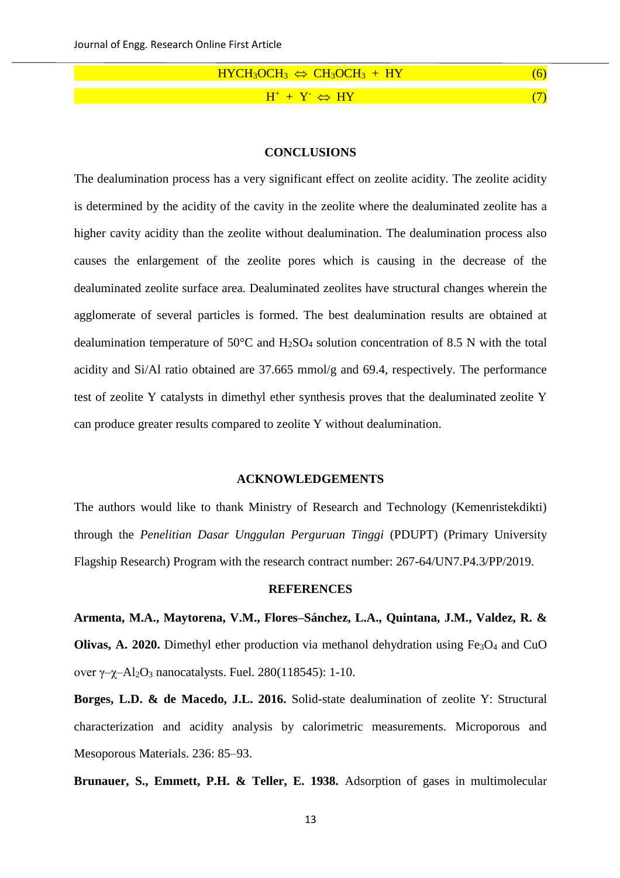$$HYCH_3OCH_3 \Leftrightarrow CH_3OCH_3 + HY \quad (6)$$

$$H^+ + Y^- \Leftrightarrow HY \quad (7)$$

## CONCLUSIONS

The dealumination process has a very significant effect on zeolite acidity. The zeolite acidity is determined by the acidity of the cavity in the zeolite where the dealuminated zeolite has a higher cavity acidity than the zeolite without dealumination. The dealumination process also causes the enlargement of the zeolite pores which is causing in the decrease of the dealuminated zeolite surface area. Dealuminated zeolites have structural changes wherein the agglomerate of several particles is formed. The best dealumination results are obtained at dealumination temperature of 50°C and $H_2SO_4$ solution concentration of 8.5 N with the total acidity and Si/Al ratio obtained are 37.665 mmol/g and 69.4, respectively. The performance test of zeolite Y catalysts in dimethyl ether synthesis proves that the dealuminated zeolite Y can produce greater results compared to zeolite Y without dealumination.

## ACKNOWLEDGEMENTS

The authors would like to thank Ministry of Research and Technology (Kemenristekdikti) through the *Penelitian Dasar Unggulan Perguruan Tinggi* (PDUPT) (Primary University Flagship Research) Program with the research contract number: 267-64/UN7.P4.3/PP/2019.

## REFERENCES

**Armenta, M.A., Maytorena, V.M., Flores–Sánchez, L.A., Quintana, J.M., Valdez, R. & Olivas, A. 2020.** Dimethyl ether production via methanol dehydration using $Fe_3O_4$ and CuO over $\gamma$–$\chi$–$Al_2O_3$ nanocatalysts. Fuel. 280(118545): 1-10.

**Borges, L.D. & de Macedo, J.L. 2016.** Solid-state dealumination of zeolite Y: Structural characterization and acidity analysis by calorimetric measurements. Microporous and Mesoporous Materials. 236: 85–93.

**Brunauer, S., Emmett, P.H. & Teller, E. 1938.** Adsorption of gases in multimolecular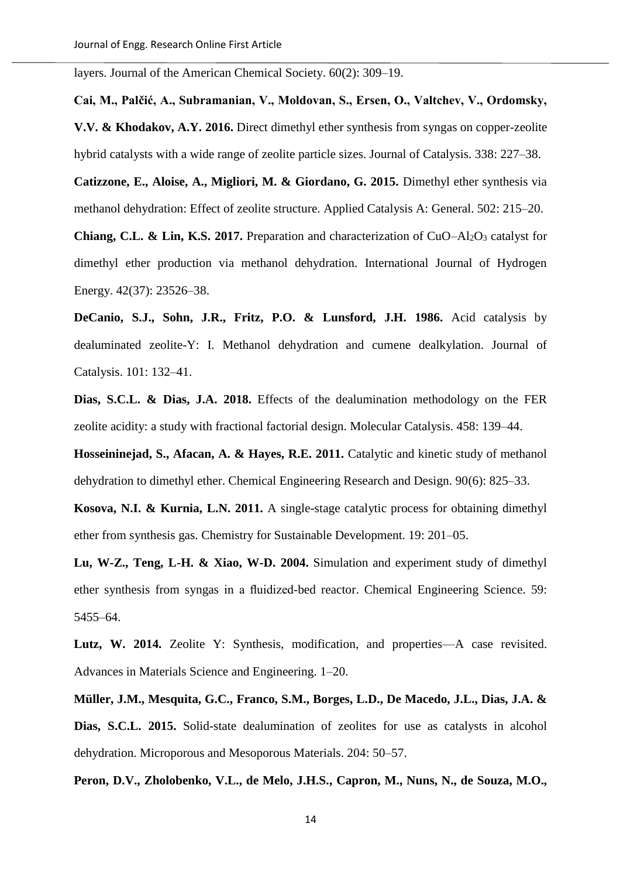layers. Journal of the American Chemical Society. 60(2): 309–19.

**Cai, M., Palčić, A., Subramanian, V., Moldovan, S., Ersen, O., Valtchev, V., Ordomsky, V.V. & Khodakov, A.Y. 2016.** Direct dimethyl ether synthesis from syngas on copper-zeolite hybrid catalysts with a wide range of zeolite particle sizes. Journal of Catalysis. 338: 227–38.

**Catizzone, E., Aloise, A., Migliori, M. & Giordano, G. 2015.** Dimethyl ether synthesis via methanol dehydration: Effect of zeolite structure. Applied Catalysis A: General. 502: 215–20.

**Chiang, C.L. & Lin, K.S. 2017.** Preparation and characterization of $CuO–Al_2O_3$ catalyst for dimethyl ether production via methanol dehydration. International Journal of Hydrogen Energy. 42(37): 23526–38.

**DeCanio, S.J., Sohn, J.R., Fritz, P.O. & Lunsford, J.H. 1986.** Acid catalysis by dealuminated zeolite-Y: I. Methanol dehydration and cumene dealkylation. Journal of Catalysis. 101: 132–41.

**Dias, S.C.L. & Dias, J.A. 2018.** Effects of the dealumination methodology on the FER zeolite acidity: a study with fractional factorial design. Molecular Catalysis. 458: 139–44.

**Hosseininejad, S., Afacan, A. & Hayes, R.E. 2011.** Catalytic and kinetic study of methanol dehydration to dimethyl ether. Chemical Engineering Research and Design. 90(6): 825–33.

**Kosova, N.I. & Kurnia, L.N. 2011.** A single-stage catalytic process for obtaining dimethyl ether from synthesis gas. Chemistry for Sustainable Development. 19: 201–05.

**Lu, W-Z., Teng, L-H. & Xiao, W-D. 2004.** Simulation and experiment study of dimethyl ether synthesis from syngas in a fluidized-bed reactor. Chemical Engineering Science. 59: 5455–64.

**Lutz, W. 2014.** Zeolite Y: Synthesis, modification, and properties—A case revisited. Advances in Materials Science and Engineering. 1–20.

**Müller, J.M., Mesquita, G.C., Franco, S.M., Borges, L.D., De Macedo, J.L., Dias, J.A. & Dias, S.C.L. 2015.** Solid-state dealumination of zeolites for use as catalysts in alcohol dehydration. Microporous and Mesoporous Materials. 204: 50–57.

**Peron, D.V., Zholobenko, V.L., de Melo, J.H.S., Capron, M., Nuns, N., de Souza, M.O.,**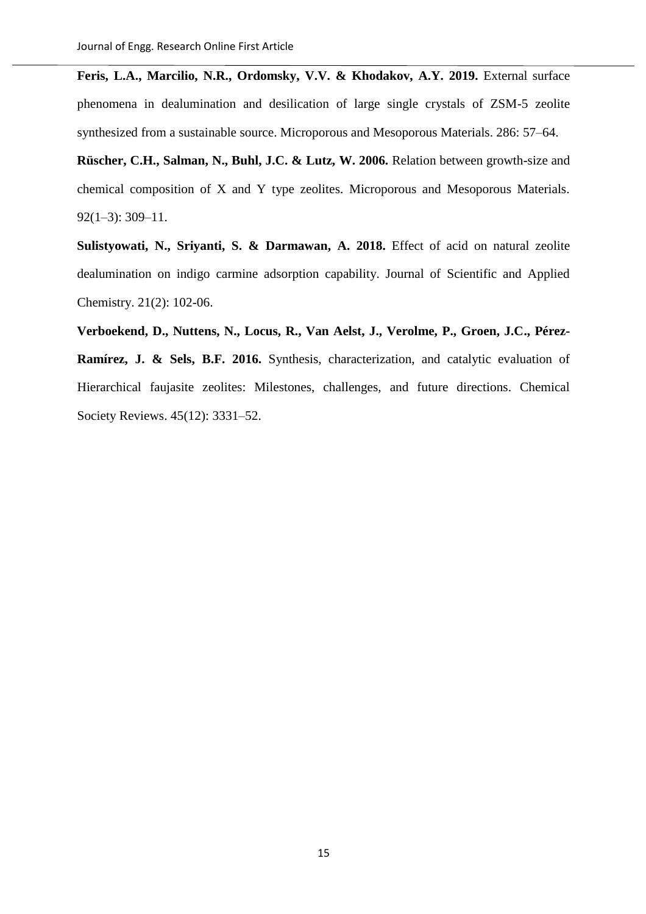**Feris, L.A., Marcilio, N.R., Ordomsky, V.V. & Khodakov, A.Y. 2019.** External surface phenomena in dealumination and desilication of large single crystals of ZSM-5 zeolite synthesized from a sustainable source. Microporous and Mesoporous Materials. 286: 57–64.

**Rüscher, C.H., Salman, N., Buhl, J.C. & Lutz, W. 2006.** Relation between growth-size and chemical composition of X and Y type zeolites. Microporous and Mesoporous Materials. 92(1–3): 309–11.

**Sulistyowati, N., Sriyanti, S. & Darmawan, A. 2018.** Effect of acid on natural zeolite dealumination on indigo carmine adsorption capability. Journal of Scientific and Applied Chemistry. 21(2): 102-06.

**Verboekend, D., Nuttens, N., Locus, R., Van Aelst, J., Verolme, P., Groen, J.C., Pérez-Ramírez, J. & Sels, B.F. 2016.** Synthesis, characterization, and catalytic evaluation of Hierarchical faujasite zeolites: Milestones, challenges, and future directions. Chemical Society Reviews. 45(12): 3331–52.